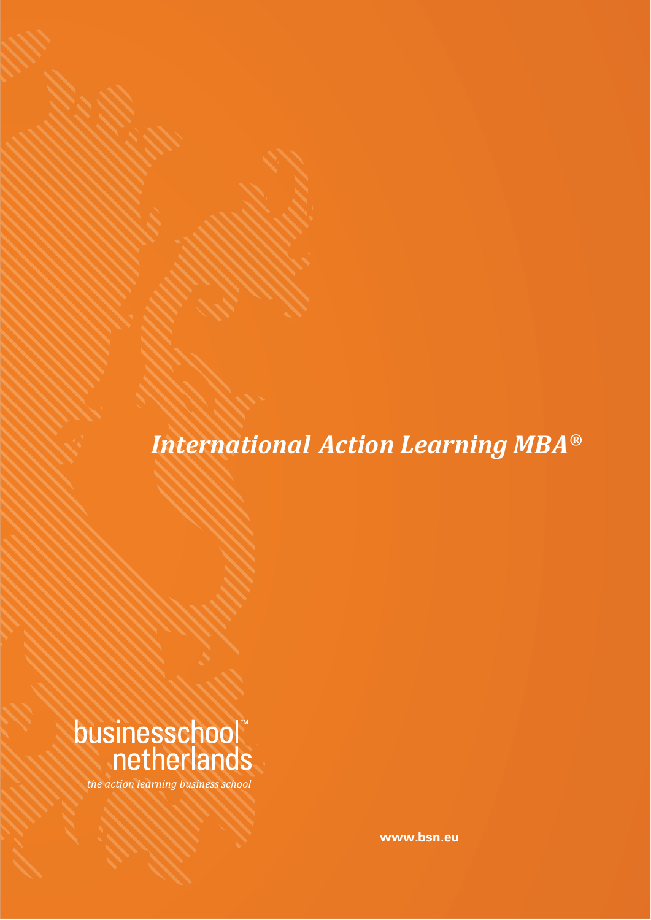# *International Action Learning MBA®*

businessschool™
netherlands

*the action learning business school*

www.bsn.eu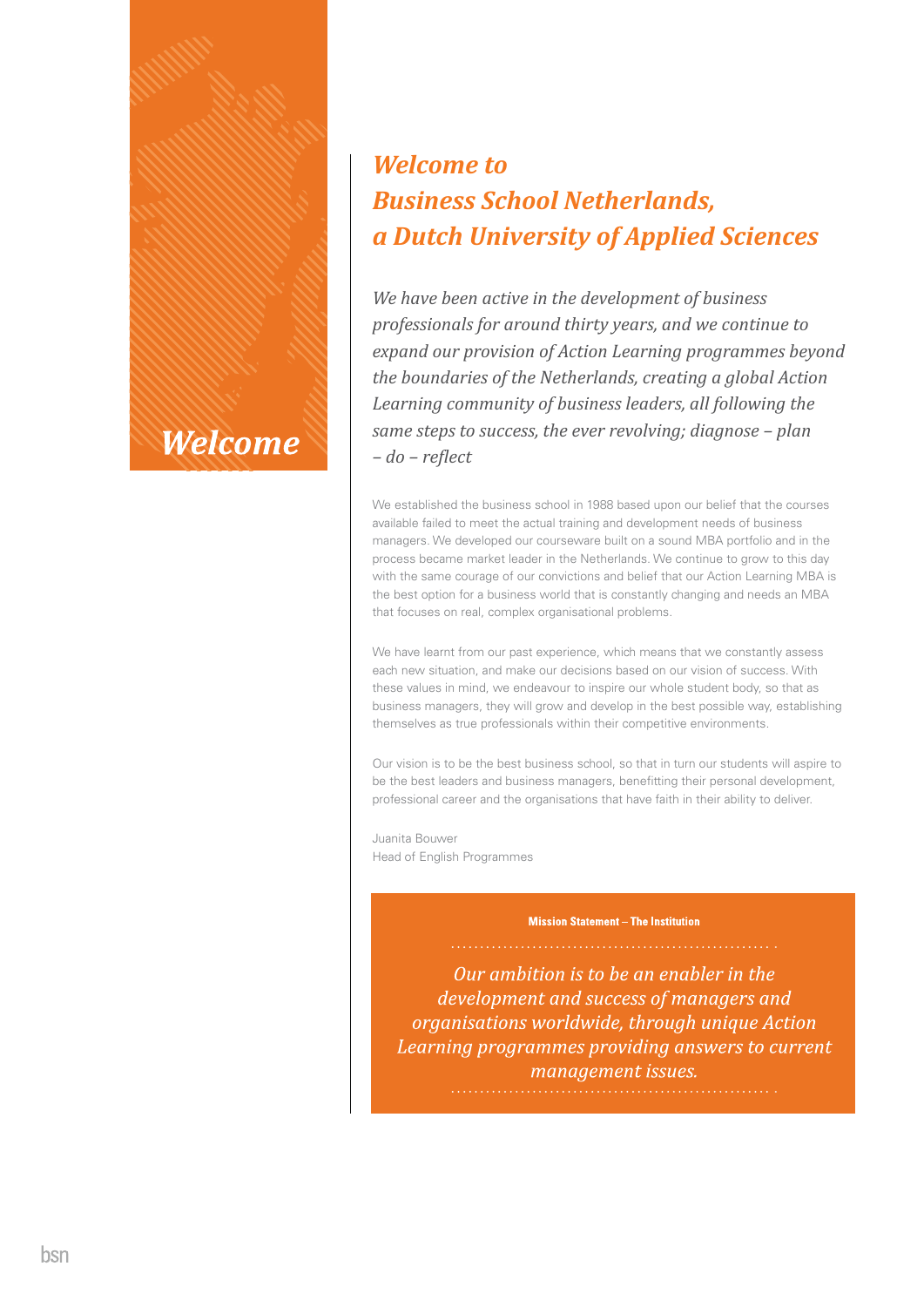# Welcome

## *Welcome to Business School Netherlands, a Dutch University of Applied Sciences*

*We have been active in the development of business professionals for around thirty years, and we continue to expand our provision of Action Learning programmes beyond the boundaries of the Netherlands, creating a global Action Learning community of business leaders, all following the same steps to success, the ever revolving; diagnose – plan – do – reflect*

We established the business school in 1988 based upon our belief that the courses available failed to meet the actual training and development needs of business managers. We developed our courseware built on a sound MBA portfolio and in the process became market leader in the Netherlands. We continue to grow to this day with the same courage of our convictions and belief that our Action Learning MBA is the best option for a business world that is constantly changing and needs an MBA that focuses on real, complex organisational problems.

We have learnt from our past experience, which means that we constantly assess each new situation, and make our decisions based on our vision of success. With these values in mind, we endeavour to inspire our whole student body, so that as business managers, they will grow and develop in the best possible way, establishing themselves as true professionals within their competitive environments.

Our vision is to be the best business school, so that in turn our students will aspire to be the best leaders and business managers, benefitting their personal development, professional career and the organisations that have faith in their ability to deliver.

Juanita Bouwer
Head of English Programmes

**Mission Statement – The Institution**

*Our ambition is to be an enabler in the development and success of managers and organisations worldwide, through unique Action Learning programmes providing answers to current management issues.*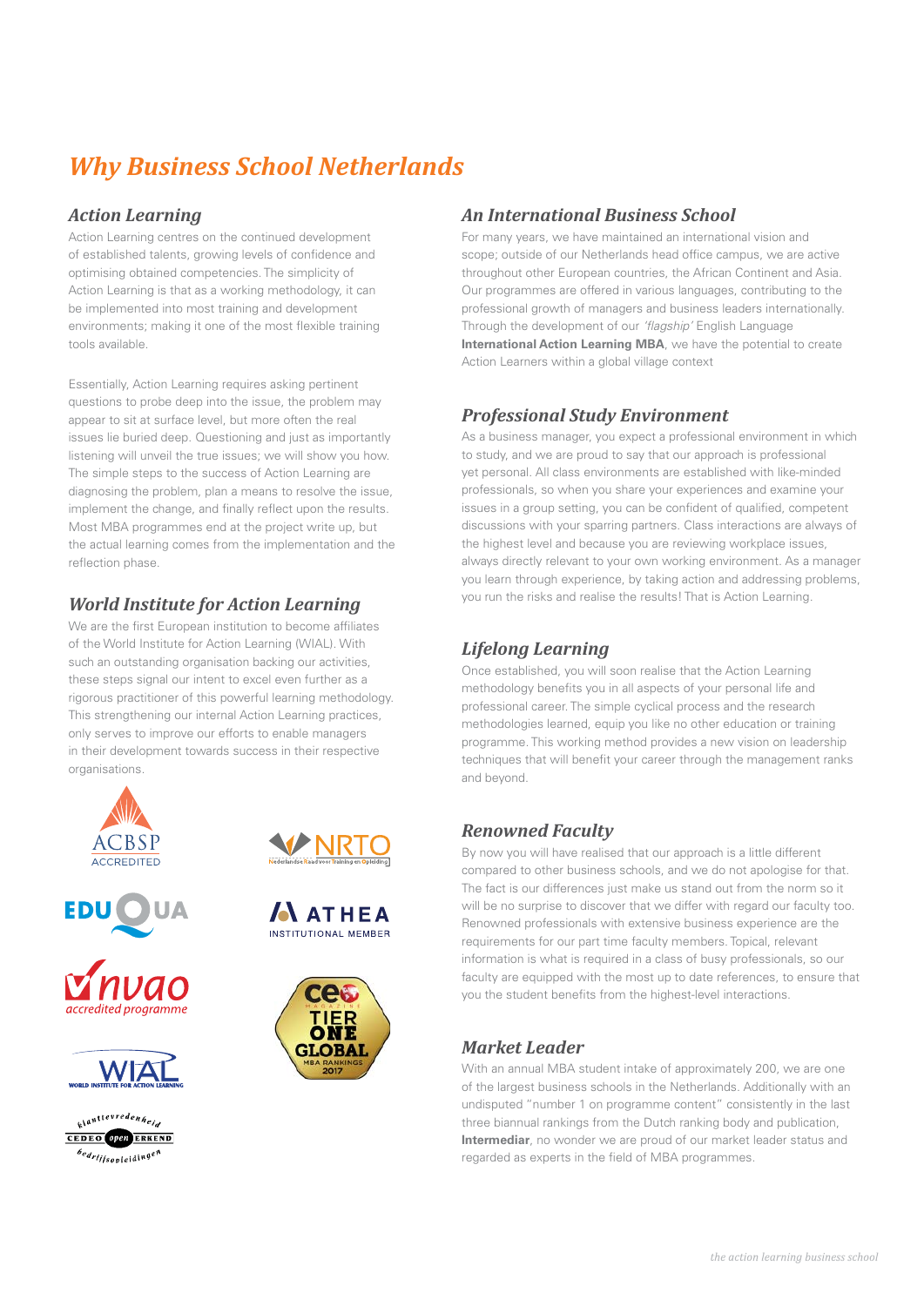# Why Business School Netherlands

## Action Learning

Action Learning centres on the continued development of established talents, growing levels of confidence and optimising obtained competencies. The simplicity of Action Learning is that as a working methodology, it can be implemented into most training and development environments; making it one of the most flexible training tools available.

Essentially, Action Learning requires asking pertinent questions to probe deep into the issue, the problem may appear to sit at surface level, but more often the real issues lie buried deep. Questioning and just as importantly listening will unveil the true issues; we will show you how. The simple steps to the success of Action Learning are diagnosing the problem, plan a means to resolve the issue, implement the change, and finally reflect upon the results. Most MBA programmes end at the project write up, but the actual learning comes from the implementation and the reflection phase.

## World Institute for Action Learning

We are the first European institution to become affiliates of the World Institute for Action Learning (WIAL). With such an outstanding organisation backing our activities, these steps signal our intent to excel even further as a rigorous practitioner of this powerful learning methodology. This strengthening our internal Action Learning practices, only serves to improve our efforts to enable managers in their development towards success in their respective organisations.

## An International Business School

For many years, we have maintained an international vision and scope; outside of our Netherlands head office campus, we are active throughout other European countries, the African Continent and Asia. Our programmes are offered in various languages, contributing to the professional growth of managers and business leaders internationally. Through the development of our *'flagship'* English Language **International Action Learning MBA**, we have the potential to create Action Learners within a global village context

## Professional Study Environment

As a business manager, you expect a professional environment in which to study, and we are proud to say that our approach is professional yet personal. All class environments are established with like-minded professionals, so when you share your experiences and examine your issues in a group setting, you can be confident of qualified, competent discussions with your sparring partners. Class interactions are always of the highest level and because you are reviewing workplace issues, always directly relevant to your own working environment. As a manager you learn through experience, by taking action and addressing problems, you run the risks and realise the results! That is Action Learning.

## Lifelong Learning

Once established, you will soon realise that the Action Learning methodology benefits you in all aspects of your personal life and professional career. The simple cyclical process and the research methodologies learned, equip you like no other education or training programme. This working method provides a new vision on leadership techniques that will benefit your career through the management ranks and beyond.

## Renowned Faculty

By now you will have realised that our approach is a little different compared to other business schools, and we do not apologise for that. The fact is our differences just make us stand out from the norm so it will be no surprise to discover that we differ with regard our faculty too. Renowned professionals with extensive business experience are the requirements for our part time faculty members. Topical, relevant information is what is required in a class of busy professionals, so our faculty are equipped with the most up to date references, to ensure that you the student benefits from the highest-level interactions.

## Market Leader

With an annual MBA student intake of approximately 200, we are one of the largest business schools in the Netherlands. Additionally with an undisputed "number 1 on programme content" consistently in the last three biannual rankings from the Dutch ranking body and publication, **Intermediar**, no wonder we are proud of our market leader status and regarded as experts in the field of MBA programmes.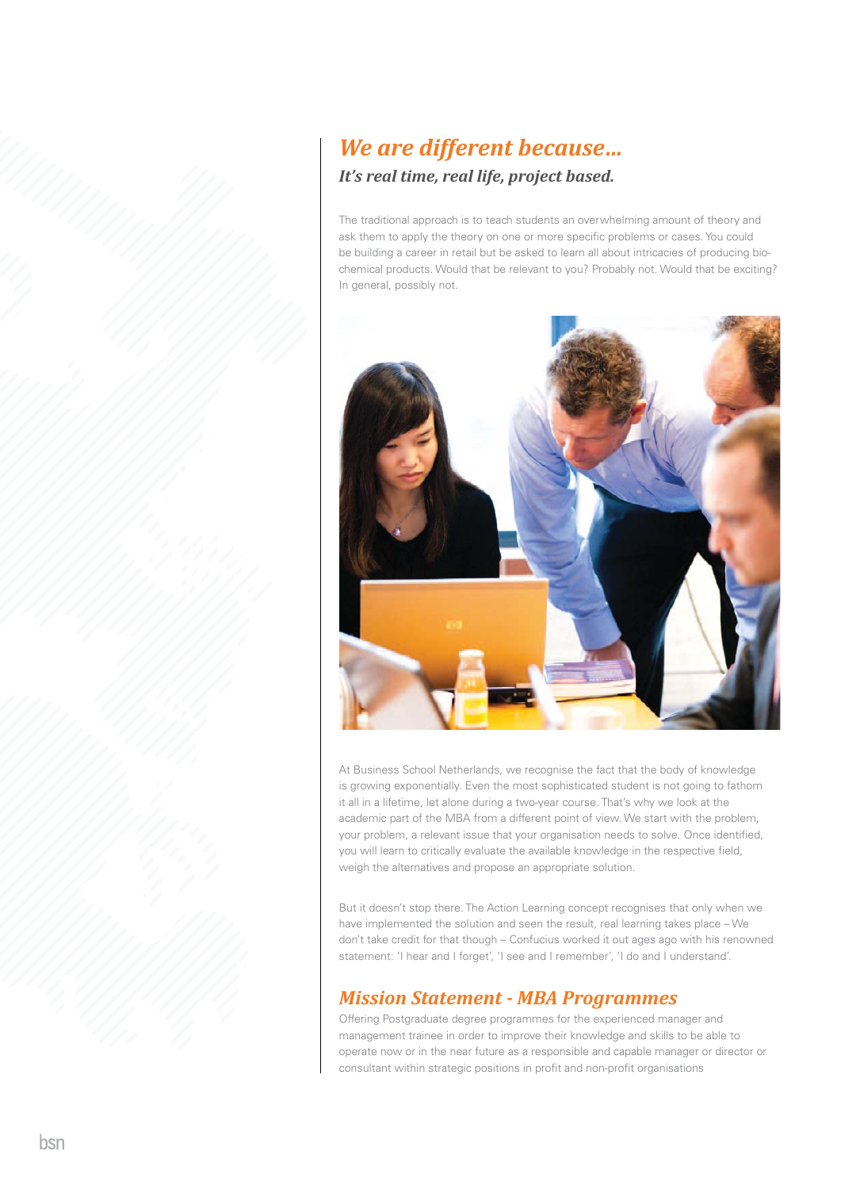## *We are different because…*

### *It's real time, real life, project based.*

The traditional approach is to teach students an overwhelming amount of theory and ask them to apply the theory on one or more specific problems or cases. You could be building a career in retail but be asked to learn all about intricacies of producing bio-chemical products. Would that be relevant to you? Probably not. Would that be exciting? In general, possibly not.

At Business School Netherlands, we recognise the fact that the body of knowledge is growing exponentially. Even the most sophisticated student is not going to fathom it all in a lifetime, let alone during a two-year course. That's why we look at the academic part of the MBA from a different point of view. We start with the problem, your problem, a relevant issue that your organisation needs to solve. Once identified, you will learn to critically evaluate the available knowledge in the respective field, weigh the alternatives and propose an appropriate solution.

But it doesn't stop there. The Action Learning concept recognises that only when we have implemented the solution and seen the result, real learning takes place – We don't take credit for that though – Confucius worked it out ages ago with his renowned statement: 'I hear and I forget', 'I see and I remember', 'I do and I understand'.

## *Mission Statement - MBA Programmes*

Offering Postgraduate degree programmes for the experienced manager and management trainee in order to improve their knowledge and skills to be able to operate now or in the near future as a responsible and capable manager or director or consultant within strategic positions in profit and non-profit organisations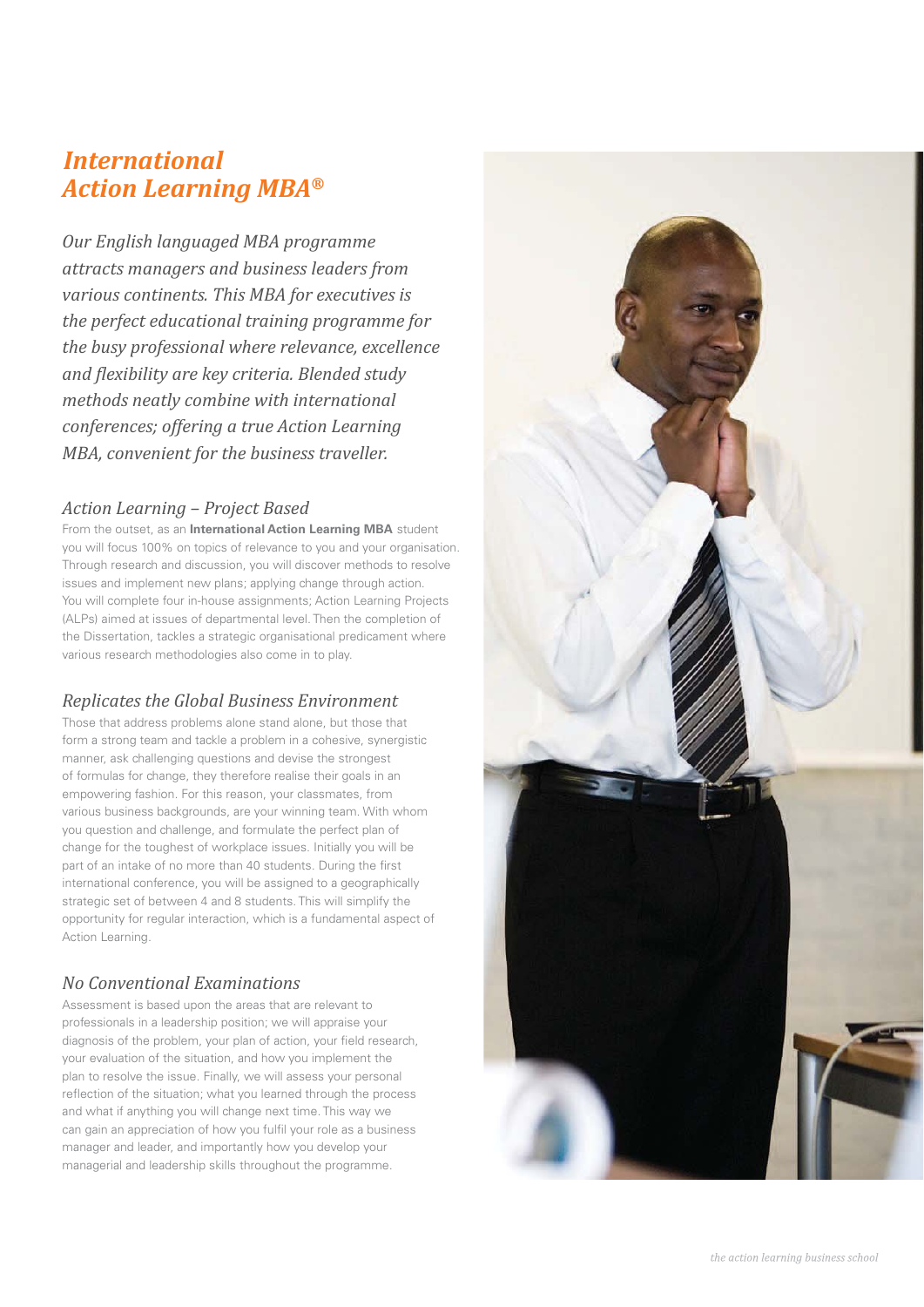# *International Action Learning MBA®*

*Our English languaged MBA programme attracts managers and business leaders from various continents. This MBA for executives is the perfect educational training programme for the busy professional where relevance, excellence and flexibility are key criteria. Blended study methods neatly combine with international conferences; offering a true Action Learning MBA, convenient for the business traveller.*

## *Action Learning – Project Based*

From the outset, as an **International Action Learning MBA** student you will focus 100% on topics of relevance to you and your organisation. Through research and discussion, you will discover methods to resolve issues and implement new plans; applying change through action. You will complete four in-house assignments; Action Learning Projects (ALPs) aimed at issues of departmental level. Then the completion of the Dissertation, tackles a strategic organisational predicament where various research methodologies also come in to play.

## *Replicates the Global Business Environment*

Those that address problems alone stand alone, but those that form a strong team and tackle a problem in a cohesive, synergistic manner, ask challenging questions and devise the strongest of formulas for change, they therefore realise their goals in an empowering fashion. For this reason, your classmates, from various business backgrounds, are your winning team. With whom you question and challenge, and formulate the perfect plan of change for the toughest of workplace issues. Initially you will be part of an intake of no more than 40 students. During the first international conference, you will be assigned to a geographically strategic set of between 4 and 8 students. This will simplify the opportunity for regular interaction, which is a fundamental aspect of Action Learning.

## *No Conventional Examinations*

Assessment is based upon the areas that are relevant to professionals in a leadership position; we will appraise your diagnosis of the problem, your plan of action, your field research, your evaluation of the situation, and how you implement the plan to resolve the issue. Finally, we will assess your personal reflection of the situation; what you learned through the process and what if anything you will change next time. This way we can gain an appreciation of how you fulfil your role as a business manager and leader, and importantly how you develop your managerial and leadership skills throughout the programme.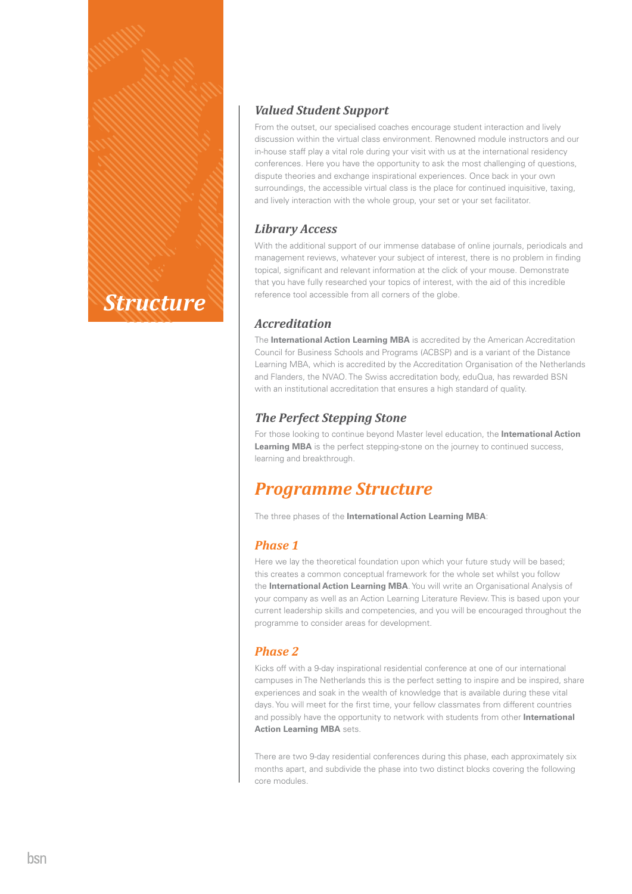# Structure

### *Valued Student Support*

From the outset, our specialised coaches encourage student interaction and lively discussion within the virtual class environment. Renowned module instructors and our in-house staff play a vital role during your visit with us at the international residency conferences. Here you have the opportunity to ask the most challenging of questions, dispute theories and exchange inspirational experiences. Once back in your own surroundings, the accessible virtual class is the place for continued inquisitive, taxing, and lively interaction with the whole group, your set or your set facilitator.

### *Library Access*

With the additional support of our immense database of online journals, periodicals and management reviews, whatever your subject of interest, there is no problem in finding topical, significant and relevant information at the click of your mouse. Demonstrate that you have fully researched your topics of interest, with the aid of this incredible reference tool accessible from all corners of the globe.

### *Accreditation*

The **International Action Learning MBA** is accredited by the American Accreditation Council for Business Schools and Programs (ACBSP) and is a variant of the Distance Learning MBA, which is accredited by the Accreditation Organisation of the Netherlands and Flanders, the NVAO. The Swiss accreditation body, eduQua, has rewarded BSN with an institutional accreditation that ensures a high standard of quality.

### *The Perfect Stepping Stone*

For those looking to continue beyond Master level education, the **International Action Learning MBA** is the perfect stepping-stone on the journey to continued success, learning and breakthrough.

## *Programme Structure*

The three phases of the **International Action Learning MBA**:

### *Phase 1*

Here we lay the theoretical foundation upon which your future study will be based; this creates a common conceptual framework for the whole set whilst you follow the **International Action Learning MBA**. You will write an Organisational Analysis of your company as well as an Action Learning Literature Review. This is based upon your current leadership skills and competencies, and you will be encouraged throughout the programme to consider areas for development.

### *Phase 2*

Kicks off with a 9-day inspirational residential conference at one of our international campuses in The Netherlands this is the perfect setting to inspire and be inspired, share experiences and soak in the wealth of knowledge that is available during these vital days. You will meet for the first time, your fellow classmates from different countries and possibly have the opportunity to network with students from other **International Action Learning MBA** sets.

There are two 9-day residential conferences during this phase, each approximately six months apart, and subdivide the phase into two distinct blocks covering the following core modules.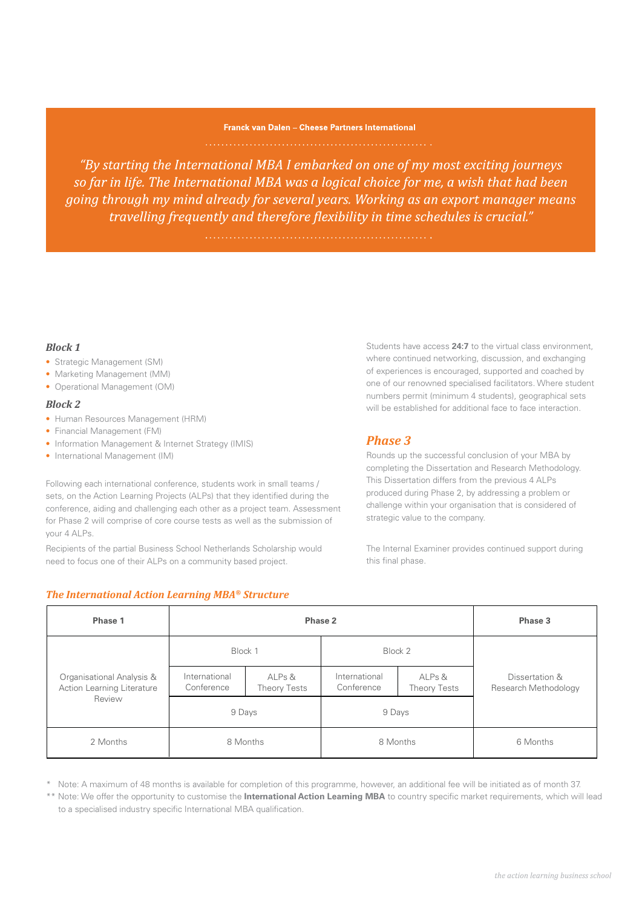**Franck van Dalen** – **Cheese Partners International**

*"By starting the International MBA I embarked on one of my most exciting journeys so far in life. The International MBA was a logical choice for me, a wish that had been going through my mind already for several years. Working as an export manager means travelling frequently and therefore flexibility in time schedules is crucial."*

### *Block 1*

- Strategic Management (SM)
- Marketing Management (MM)
- Operational Management (OM)

### *Block 2*

- Human Resources Management (HRM)
- Financial Management (FM)
- Information Management & Internet Strategy (IMIS)
- International Management (IM)

Following each international conference, students work in small teams / sets, on the Action Learning Projects (ALPs) that they identified during the conference, aiding and challenging each other as a project team. Assessment for Phase 2 will comprise of core course tests as well as the submission of your 4 ALPs.

Recipients of the partial Business School Netherlands Scholarship would need to focus one of their ALPs on a community based project.

Students have access **24:7** to the virtual class environment, where continued networking, discussion, and exchanging of experiences is encouraged, supported and coached by one of our renowned specialised facilitators. Where student numbers permit (minimum 4 students), geographical sets will be established for additional face to face interaction.

## *Phase 3*

Rounds up the successful conclusion of your MBA by completing the Dissertation and Research Methodology. This Dissertation differs from the previous 4 ALPs produced during Phase 2, by addressing a problem or challenge within your organisation that is considered of strategic value to the company.

The Internal Examiner provides continued support during this final phase.

### *The International Action Learning MBA® Structure*

| Phase 1 | Phase 2 | | | | Phase 3 |
|---|---|---|---|---|---|
| | Block 1 | | Block 2 | | |
| Organisational Analysis & Action Learning Literature Review | International Conference | ALPs & Theory Tests | International Conference | ALPs & Theory Tests | Dissertation & Research Methodology |
| | 9 Days | | 9 Days | | |
| 2 Months | 8 Months | | 8 Months | | 6 Months |

\* Note: A maximum of 48 months is available for completion of this programme, however, an additional fee will be initiated as of month 37.

\*\* Note: We offer the opportunity to customise the **International Action Learning MBA** to country specific market requirements, which will lead to a specialised industry specific International MBA qualification.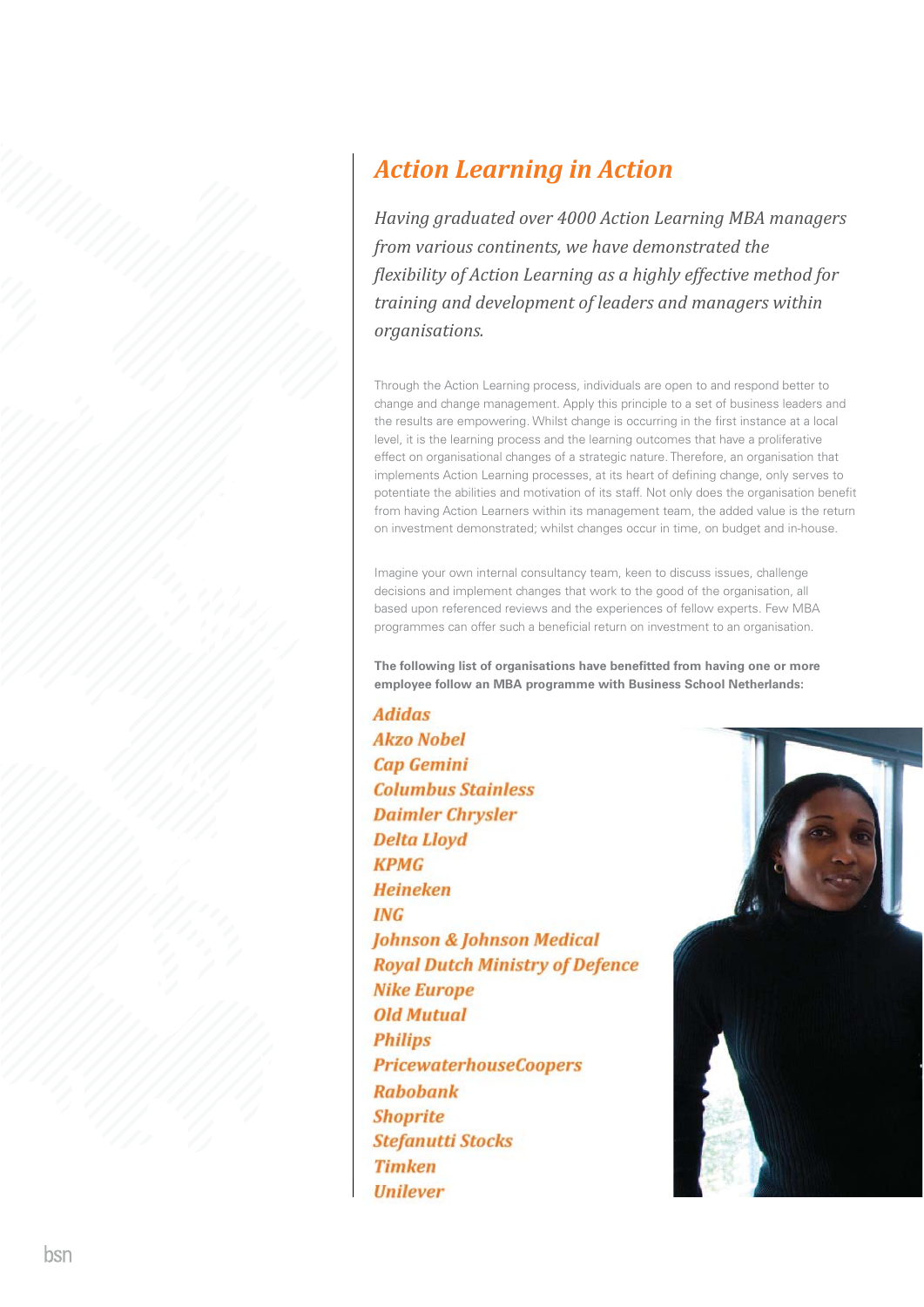## *Action Learning in Action*

*Having graduated over 4000 Action Learning MBA managers from various continents, we have demonstrated the flexibility of Action Learning as a highly effective method for training and development of leaders and managers within organisations.*

Through the Action Learning process, individuals are open to and respond better to change and change management. Apply this principle to a set of business leaders and the results are empowering. Whilst change is occurring in the first instance at a local level, it is the learning process and the learning outcomes that have a proliferative effect on organisational changes of a strategic nature. Therefore, an organisation that implements Action Learning processes, at its heart of defining change, only serves to potentiate the abilities and motivation of its staff. Not only does the organisation benefit from having Action Learners within its management team, the added value is the return on investment demonstrated; whilst changes occur in time, on budget and in-house.

Imagine your own internal consultancy team, keen to discuss issues, challenge decisions and implement changes that work to the good of the organisation, all based upon referenced reviews and the experiences of fellow experts. Few MBA programmes can offer such a beneficial return on investment to an organisation.

**The following list of organisations have benefitted from having one or more employee follow an MBA programme with Business School Netherlands:**

*Adidas*
*Akzo Nobel*
*Cap Gemini*
*Columbus Stainless*
*Daimler Chrysler*
*Delta Lloyd*
*KPMG*
*Heineken*
*ING*
*Johnson & Johnson Medical*
*Royal Dutch Ministry of Defence*
*Nike Europe*
*Old Mutual*
*Philips*
*PricewaterhouseCoopers*
*Rabobank*
*Shoprite*
*Stefanutti Stocks*
*Timken*
*Unilever*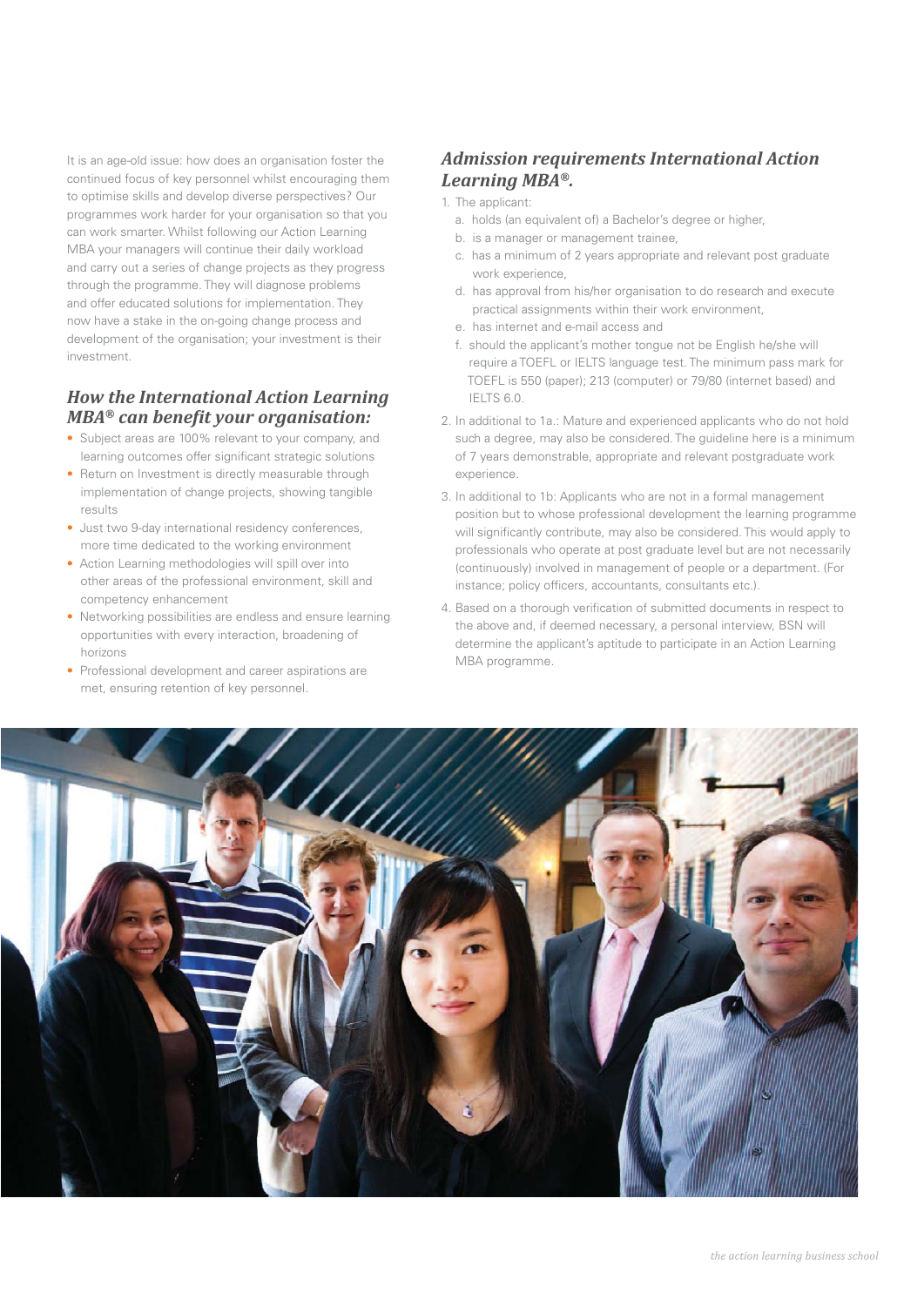It is an age-old issue: how does an organisation foster the continued focus of key personnel whilst encouraging them to optimise skills and develop diverse perspectives? Our programmes work harder for your organisation so that you can work smarter. Whilst following our Action Learning MBA your managers will continue their daily workload and carry out a series of change projects as they progress through the programme. They will diagnose problems and offer educated solutions for implementation. They now have a stake in the on-going change process and development of the organisation; your investment is their investment.

## *How the International Action Learning MBA® can benefit your organisation:*

- Subject areas are 100% relevant to your company, and learning outcomes offer significant strategic solutions
- Return on Investment is directly measurable through implementation of change projects, showing tangible results
- Just two 9-day international residency conferences, more time dedicated to the working environment
- Action Learning methodologies will spill over into other areas of the professional environment, skill and competency enhancement
- Networking possibilities are endless and ensure learning opportunities with every interaction, broadening of horizons
- Professional development and career aspirations are met, ensuring retention of key personnel.

## *Admission requirements International Action Learning MBA®.*

1. The applicant:
   a. holds (an equivalent of) a Bachelor's degree or higher,
   b. is a manager or management trainee,
   c. has a minimum of 2 years appropriate and relevant post graduate work experience,
   d. has approval from his/her organisation to do research and execute practical assignments within their work environment,
   e. has internet and e-mail access and
   f. should the applicant's mother tongue not be English he/she will require a TOEFL or IELTS language test. The minimum pass mark for TOEFL is 550 (paper); 213 (computer) or 79/80 (internet based) and IELTS 6.0.
2. In additional to 1a.: Mature and experienced applicants who do not hold such a degree, may also be considered. The guideline here is a minimum of 7 years demonstrable, appropriate and relevant postgraduate work experience.
3. In additional to 1b: Applicants who are not in a formal management position but to whose professional development the learning programme will significantly contribute, may also be considered. This would apply to professionals who operate at post graduate level but are not necessarily (continuously) involved in management of people or a department. (For instance; policy officers, accountants, consultants etc.).
4. Based on a thorough verification of submitted documents in respect to the above and, if deemed necessary, a personal interview, BSN will determine the applicant's aptitude to participate in an Action Learning MBA programme.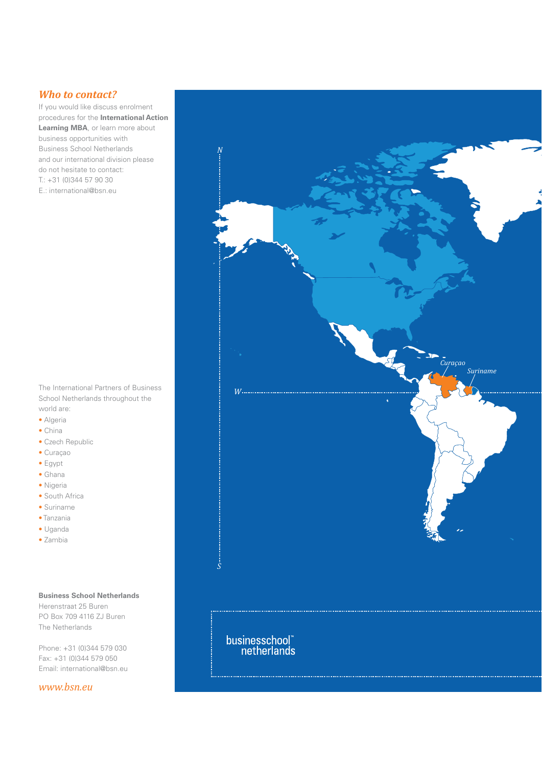## *Who to contact?*

If you would like discuss enrolment procedures for the **International Action Learning MBA**, or learn more about business opportunities with Business School Netherlands and our international division please do not hesitate to contact:
T.: +31 (0)344 57 90 30
E.: international@bsn.eu

The International Partners of Business School Netherlands throughout the world are:

- Algeria
- China
- Czech Republic
- Curaçao
- Egypt
- Ghana
- Nigeria
- South Africa
- Suriname
- Tanzania
- Uganda
- Zambia

**Business School Netherlands**
Herenstraat 25 Buren
PO Box 709 4116 ZJ Buren
The Netherlands

Phone: +31 (0)344 579 030
Fax: +31 (0)344 579 050
Email: international@bsn.eu

*www.bsn.eu*

*Curaçao*

*Suriname*

businessschool™ netherlands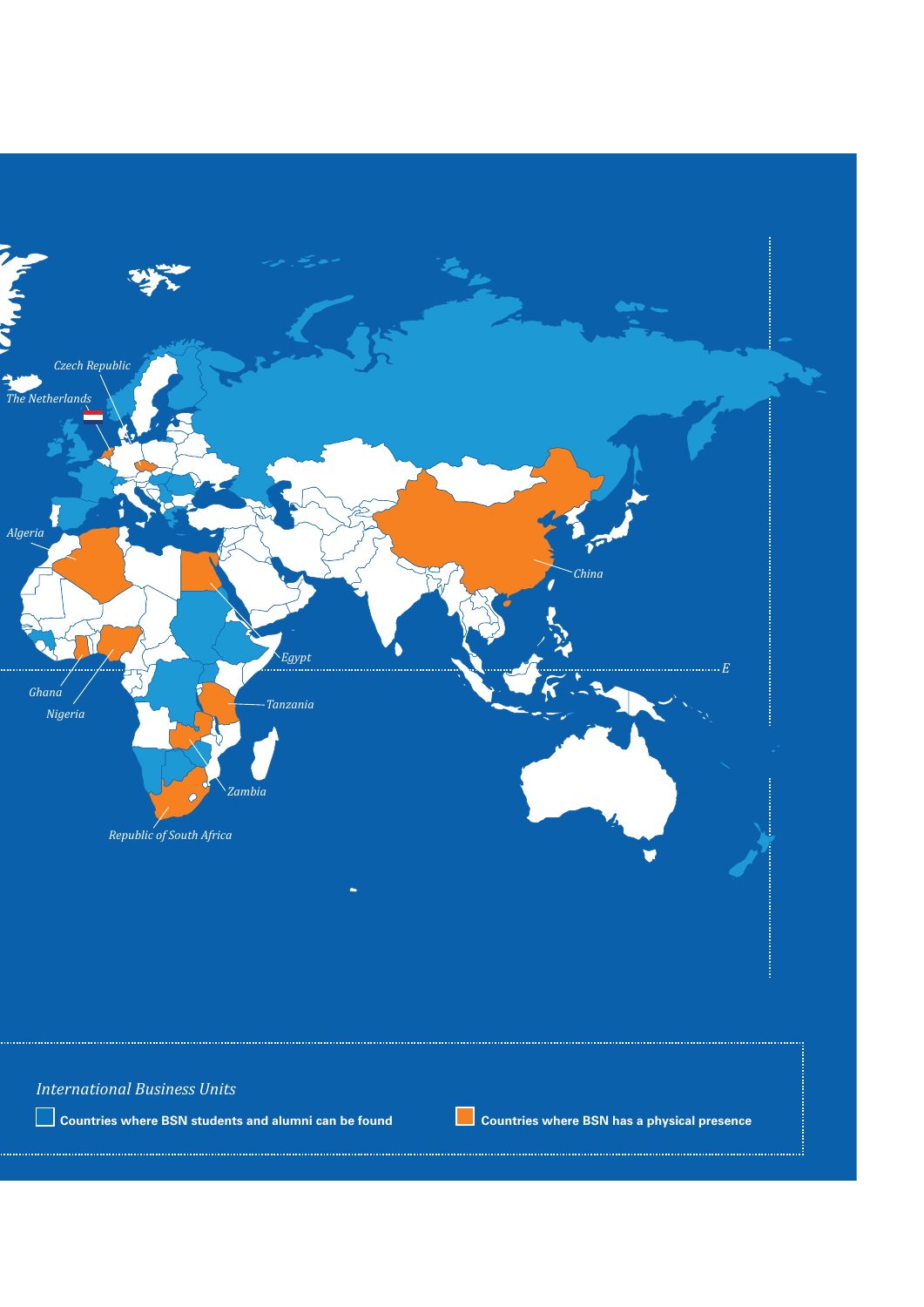Czech Republic

The Netherlands

Algeria

China

Egypt

Ghana

Nigeria

Tanzania

Zambia

Republic of South Africa

E

*International Business Units*

**Countries where BSN students and alumni can be found**

**Countries where BSN has a physical presence**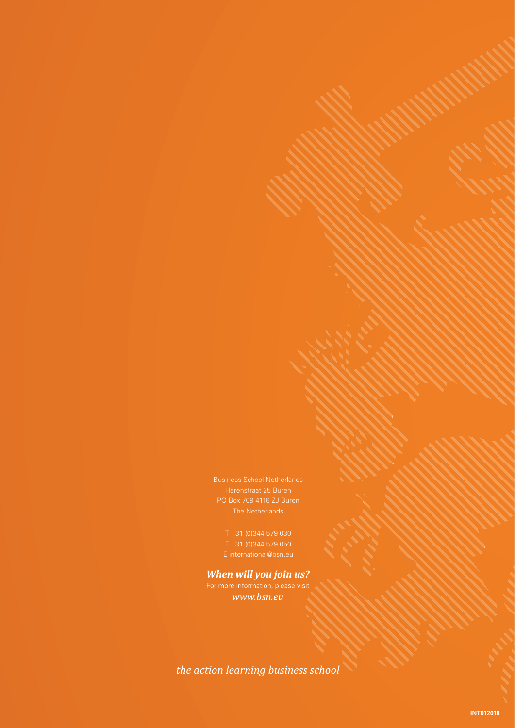Business School Netherlands
Herenstraat 25 Buren
PO Box 709 4116 ZJ Buren
The Netherlands

T +31 (0)344 579 030
F +31 (0)344 579 050
E international@bsn.eu

***When will you join us?***
For more information, please visit
*www.bsn.eu*

*the action learning business school*

**INT012018**